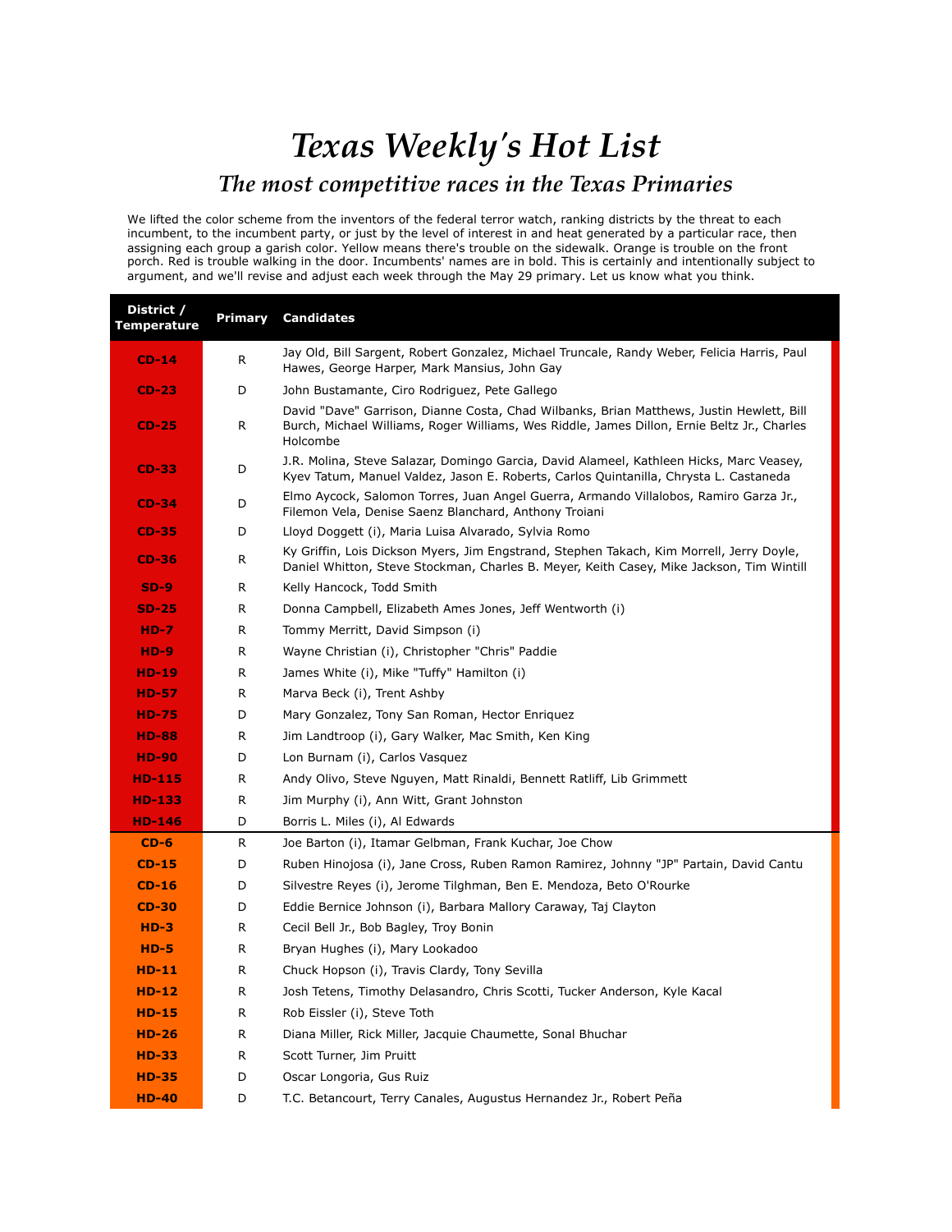# *Texas Weekly's Hot List*

## *The most competitive races in the Texas Primaries*

We lifted the color scheme from the inventors of the federal terror watch, ranking districts by the threat to each incumbent, to the incumbent party, or just by the level of interest in and heat generated by a particular race, then assigning each group a garish color. Yellow means there's trouble on the sidewalk. Orange is trouble on the front porch. Red is trouble walking in the door. Incumbents' names are in bold. This is certainly and intentionally subject to argument, and we'll revise and adjust each week through the May 29 primary. Let us know what you think.

| District / Temperature | Primary | Candidates |
|---|---|---|
| CD-14 | R | Jay Old, Bill Sargent, Robert Gonzalez, Michael Truncale, Randy Weber, Felicia Harris, Paul Hawes, George Harper, Mark Mansius, John Gay |
| CD-23 | D | John Bustamante, Ciro Rodriguez, Pete Gallego |
| CD-25 | R | David "Dave" Garrison, Dianne Costa, Chad Wilbanks, Brian Matthews, Justin Hewlett, Bill Burch, Michael Williams, Roger Williams, Wes Riddle, James Dillon, Ernie Beltz Jr., Charles Holcombe |
| CD-33 | D | J.R. Molina, Steve Salazar, Domingo Garcia, David Alameel, Kathleen Hicks, Marc Veasey, Kyev Tatum, Manuel Valdez, Jason E. Roberts, Carlos Quintanilla, Chrysta L. Castaneda |
| CD-34 | D | Elmo Aycock, Salomon Torres, Juan Angel Guerra, Armando Villalobos, Ramiro Garza Jr., Filemon Vela, Denise Saenz Blanchard, Anthony Troiani |
| CD-35 | D | Lloyd Doggett (i), Maria Luisa Alvarado, Sylvia Romo |
| CD-36 | R | Ky Griffin, Lois Dickson Myers, Jim Engstrand, Stephen Takach, Kim Morrell, Jerry Doyle, Daniel Whitton, Steve Stockman, Charles B. Meyer, Keith Casey, Mike Jackson, Tim Wintill |
| SD-9 | R | Kelly Hancock, Todd Smith |
| SD-25 | R | Donna Campbell, Elizabeth Ames Jones, Jeff Wentworth (i) |
| HD-7 | R | Tommy Merritt, David Simpson (i) |
| HD-9 | R | Wayne Christian (i), Christopher "Chris" Paddie |
| HD-19 | R | James White (i), Mike "Tuffy" Hamilton (i) |
| HD-57 | R | Marva Beck (i), Trent Ashby |
| HD-75 | D | Mary Gonzalez, Tony San Roman, Hector Enriquez |
| HD-88 | R | Jim Landtroop (i), Gary Walker, Mac Smith, Ken King |
| HD-90 | D | Lon Burnam (i), Carlos Vasquez |
| HD-115 | R | Andy Olivo, Steve Nguyen, Matt Rinaldi, Bennett Ratliff, Lib Grimmett |
| HD-133 | R | Jim Murphy (i), Ann Witt, Grant Johnston |
| HD-146 | D | Borris L. Miles (i), Al Edwards |
| CD-6 | R | Joe Barton (i), Itamar Gelbman, Frank Kuchar, Joe Chow |
| CD-15 | D | Ruben Hinojosa (i), Jane Cross, Ruben Ramon Ramirez, Johnny "JP" Partain, David Cantu |
| CD-16 | D | Silvestre Reyes (i), Jerome Tilghman, Ben E. Mendoza, Beto O'Rourke |
| CD-30 | D | Eddie Bernice Johnson (i), Barbara Mallory Caraway, Taj Clayton |
| HD-3 | R | Cecil Bell Jr., Bob Bagley, Troy Bonin |
| HD-5 | R | Bryan Hughes (i), Mary Lookadoo |
| HD-11 | R | Chuck Hopson (i), Travis Clardy, Tony Sevilla |
| HD-12 | R | Josh Tetens, Timothy Delasandro, Chris Scotti, Tucker Anderson, Kyle Kacal |
| HD-15 | R | Rob Eissler (i), Steve Toth |
| HD-26 | R | Diana Miller, Rick Miller, Jacquie Chaumette, Sonal Bhuchar |
| HD-33 | R | Scott Turner, Jim Pruitt |
| HD-35 | D | Oscar Longoria, Gus Ruiz |
| HD-40 | D | T.C. Betancourt, Terry Canales, Augustus Hernandez Jr., Robert Peña |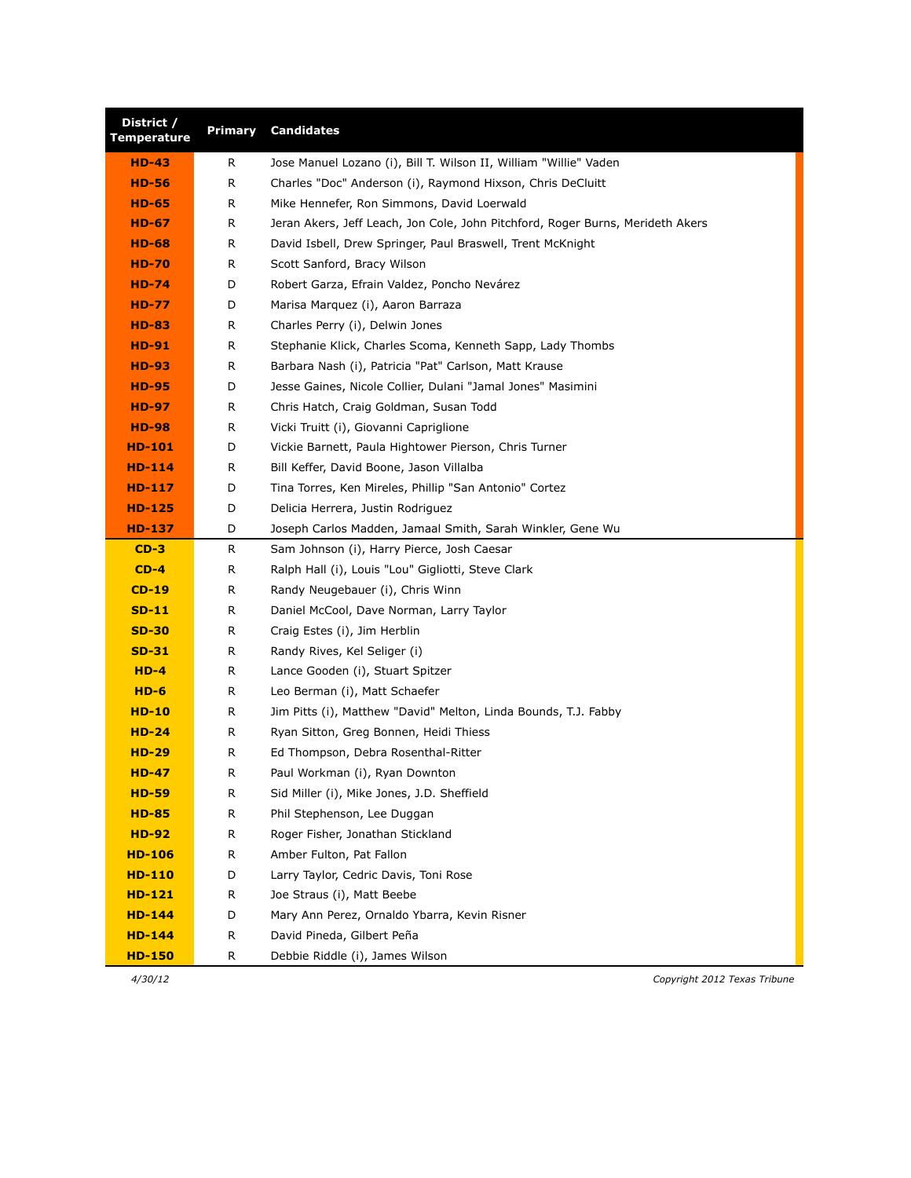| District / Temperature | Primary | Candidates |
|---|---|---|
| HD-43 | R | Jose Manuel Lozano (i), Bill T. Wilson II, William "Willie" Vaden |
| HD-56 | R | Charles "Doc" Anderson (i), Raymond Hixson, Chris DeCluitt |
| HD-65 | R | Mike Hennefer, Ron Simmons, David Loerwald |
| HD-67 | R | Jeran Akers, Jeff Leach, Jon Cole, John Pitchford, Roger Burns, Merideth Akers |
| HD-68 | R | David Isbell, Drew Springer, Paul Braswell, Trent McKnight |
| HD-70 | R | Scott Sanford, Bracy Wilson |
| HD-74 | D | Robert Garza, Efrain Valdez, Poncho Nevárez |
| HD-77 | D | Marisa Marquez (i), Aaron Barraza |
| HD-83 | R | Charles Perry (i), Delwin Jones |
| HD-91 | R | Stephanie Klick, Charles Scoma, Kenneth Sapp, Lady Thombs |
| HD-93 | R | Barbara Nash (i), Patricia "Pat" Carlson, Matt Krause |
| HD-95 | D | Jesse Gaines, Nicole Collier, Dulani "Jamal Jones" Masimini |
| HD-97 | R | Chris Hatch, Craig Goldman, Susan Todd |
| HD-98 | R | Vicki Truitt (i), Giovanni Capriglione |
| HD-101 | D | Vickie Barnett, Paula Hightower Pierson, Chris Turner |
| HD-114 | R | Bill Keffer, David Boone, Jason Villalba |
| HD-117 | D | Tina Torres, Ken Mireles, Phillip "San Antonio" Cortez |
| HD-125 | D | Delicia Herrera, Justin Rodriguez |
| HD-137 | D | Joseph Carlos Madden, Jamaal Smith, Sarah Winkler, Gene Wu |
| CD-3 | R | Sam Johnson (i), Harry Pierce, Josh Caesar |
| CD-4 | R | Ralph Hall (i), Louis "Lou" Gigliotti, Steve Clark |
| CD-19 | R | Randy Neugebauer (i), Chris Winn |
| SD-11 | R | Daniel McCool, Dave Norman, Larry Taylor |
| SD-30 | R | Craig Estes (i), Jim Herblin |
| SD-31 | R | Randy Rives, Kel Seliger (i) |
| HD-4 | R | Lance Gooden (i), Stuart Spitzer |
| HD-6 | R | Leo Berman (i), Matt Schaefer |
| HD-10 | R | Jim Pitts (i), Matthew "David" Melton, Linda Bounds, T.J. Fabby |
| HD-24 | R | Ryan Sitton, Greg Bonnen, Heidi Thiess |
| HD-29 | R | Ed Thompson, Debra Rosenthal-Ritter |
| HD-47 | R | Paul Workman (i), Ryan Downton |
| HD-59 | R | Sid Miller (i), Mike Jones, J.D. Sheffield |
| HD-85 | R | Phil Stephenson, Lee Duggan |
| HD-92 | R | Roger Fisher, Jonathan Stickland |
| HD-106 | R | Amber Fulton, Pat Fallon |
| HD-110 | D | Larry Taylor, Cedric Davis, Toni Rose |
| HD-121 | R | Joe Straus (i), Matt Beebe |
| HD-144 | D | Mary Ann Perez, Ornaldo Ybarra, Kevin Risner |
| HD-144 | R | David Pineda, Gilbert Peña |
| HD-150 | R | Debbie Riddle (i), James Wilson |

*4/30/12*

*Copyright 2012 Texas Tribune*